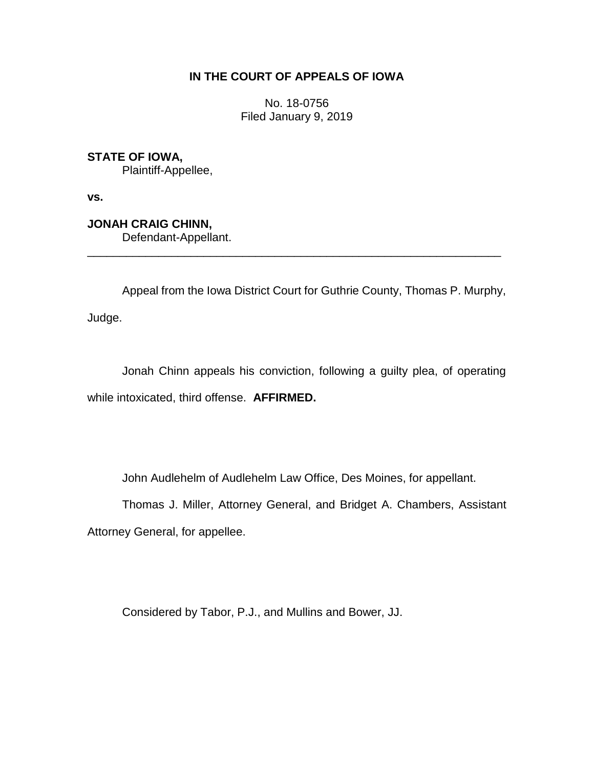**IN THE COURT OF APPEALS OF IOWA**

No. 18-0756
Filed January 9, 2019

**STATE OF IOWA,**
Plaintiff-Appellee,

**vs.**

**JONAH CRAIG CHINN,**
Defendant-Appellant.

---

Appeal from the Iowa District Court for Guthrie County, Thomas P. Murphy, Judge.

Jonah Chinn appeals his conviction, following a guilty plea, of operating while intoxicated, third offense. **AFFIRMED.**

John Audlehelm of Audlehelm Law Office, Des Moines, for appellant.

Thomas J. Miller, Attorney General, and Bridget A. Chambers, Assistant Attorney General, for appellee.

Considered by Tabor, P.J., and Mullins and Bower, JJ.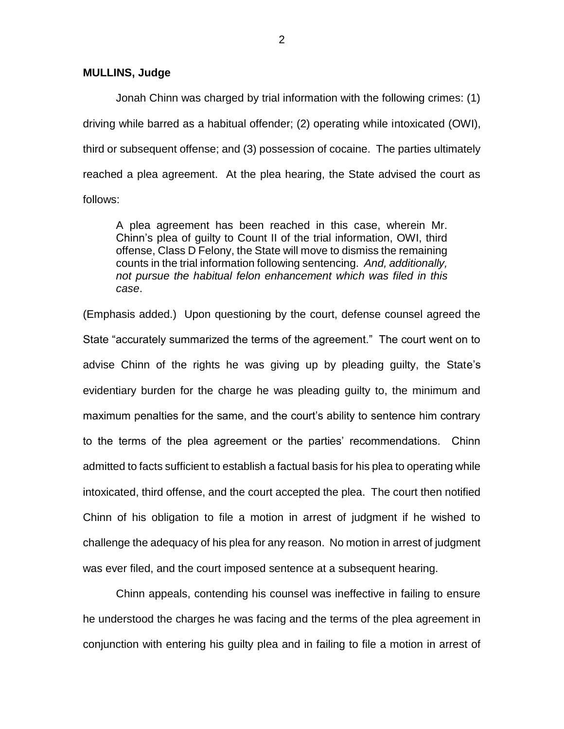**MULLINS, Judge**

Jonah Chinn was charged by trial information with the following crimes: (1) driving while barred as a habitual offender; (2) operating while intoxicated (OWI), third or subsequent offense; and (3) possession of cocaine. The parties ultimately reached a plea agreement. At the plea hearing, the State advised the court as follows:

> A plea agreement has been reached in this case, wherein Mr. Chinn's plea of guilty to Count II of the trial information, OWI, third offense, Class D Felony, the State will move to dismiss the remaining counts in the trial information following sentencing. *And, additionally, not pursue the habitual felon enhancement which was filed in this case*.

(Emphasis added.) Upon questioning by the court, defense counsel agreed the State "accurately summarized the terms of the agreement." The court went on to advise Chinn of the rights he was giving up by pleading guilty, the State's evidentiary burden for the charge he was pleading guilty to, the minimum and maximum penalties for the same, and the court's ability to sentence him contrary to the terms of the plea agreement or the parties' recommendations. Chinn admitted to facts sufficient to establish a factual basis for his plea to operating while intoxicated, third offense, and the court accepted the plea. The court then notified Chinn of his obligation to file a motion in arrest of judgment if he wished to challenge the adequacy of his plea for any reason. No motion in arrest of judgment was ever filed, and the court imposed sentence at a subsequent hearing.

Chinn appeals, contending his counsel was ineffective in failing to ensure he understood the charges he was facing and the terms of the plea agreement in conjunction with entering his guilty plea and in failing to file a motion in arrest of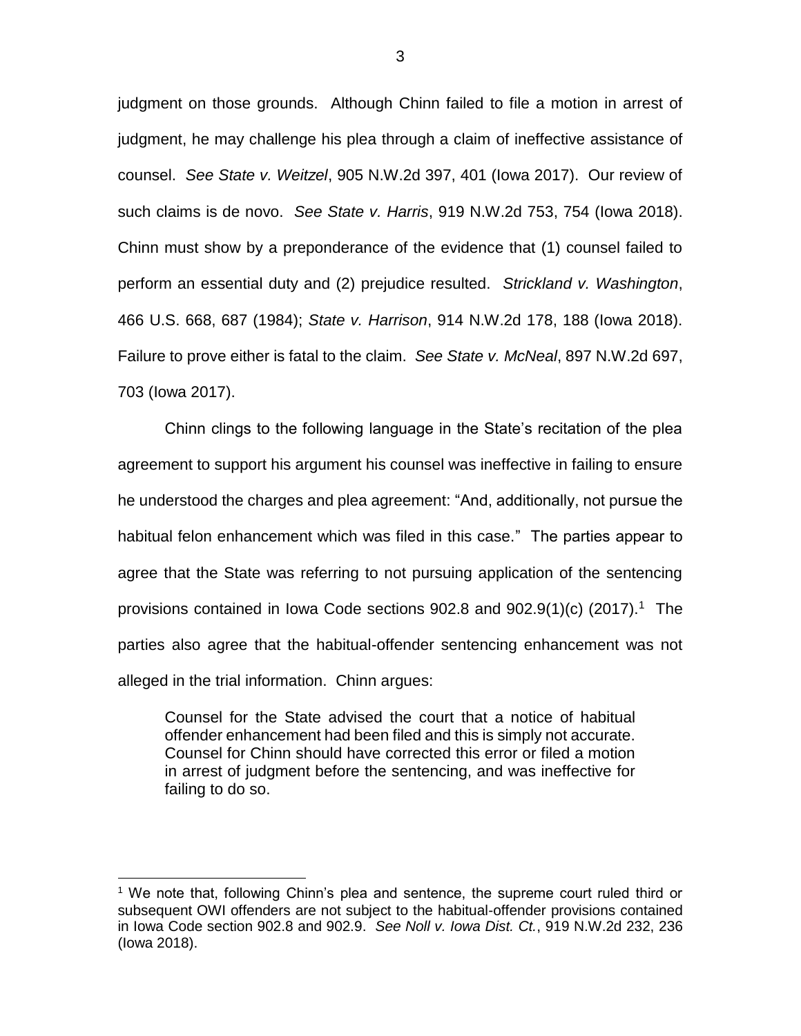judgment on those grounds. Although Chinn failed to file a motion in arrest of judgment, he may challenge his plea through a claim of ineffective assistance of counsel. *See State v. Weitzel*, 905 N.W.2d 397, 401 (Iowa 2017). Our review of such claims is de novo. *See State v. Harris*, 919 N.W.2d 753, 754 (Iowa 2018). Chinn must show by a preponderance of the evidence that (1) counsel failed to perform an essential duty and (2) prejudice resulted. *Strickland v. Washington*, 466 U.S. 668, 687 (1984); *State v. Harrison*, 914 N.W.2d 178, 188 (Iowa 2018). Failure to prove either is fatal to the claim. *See State v. McNeal*, 897 N.W.2d 697, 703 (Iowa 2017).

Chinn clings to the following language in the State's recitation of the plea agreement to support his argument his counsel was ineffective in failing to ensure he understood the charges and plea agreement: "And, additionally, not pursue the habitual felon enhancement which was filed in this case." The parties appear to agree that the State was referring to not pursuing application of the sentencing provisions contained in Iowa Code sections 902.8 and 902.9(1)(c) (2017).[1] The parties also agree that the habitual-offender sentencing enhancement was not alleged in the trial information. Chinn argues:

> Counsel for the State advised the court that a notice of habitual offender enhancement had been filed and this is simply not accurate. Counsel for Chinn should have corrected this error or filed a motion in arrest of judgment before the sentencing, and was ineffective for failing to do so.

[1] We note that, following Chinn's plea and sentence, the supreme court ruled third or subsequent OWI offenders are not subject to the habitual-offender provisions contained in Iowa Code section 902.8 and 902.9. *See Noll v. Iowa Dist. Ct.*, 919 N.W.2d 232, 236 (Iowa 2018).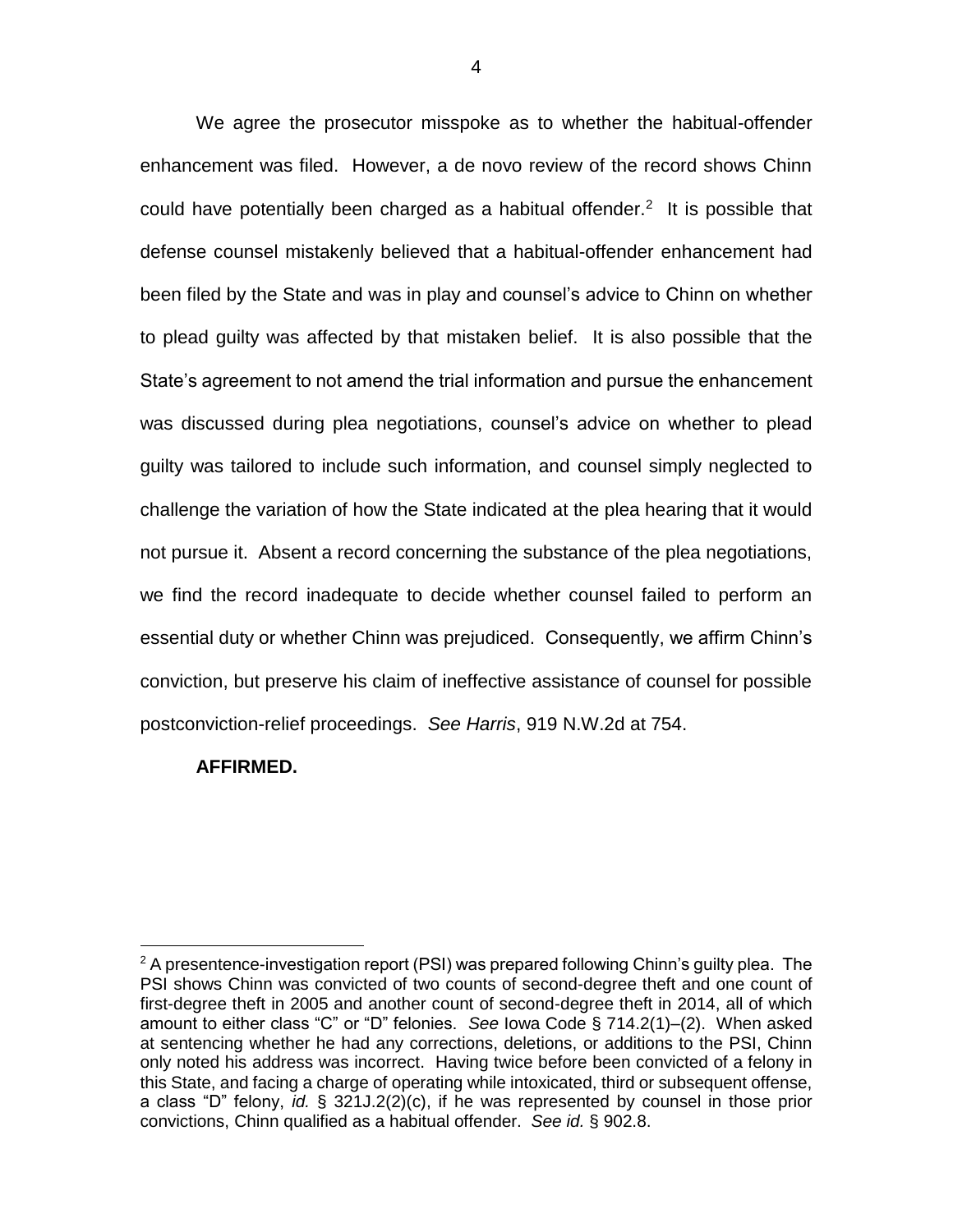We agree the prosecutor misspoke as to whether the habitual-offender enhancement was filed. However, a de novo review of the record shows Chinn could have potentially been charged as a habitual offender.[2] It is possible that defense counsel mistakenly believed that a habitual-offender enhancement had been filed by the State and was in play and counsel's advice to Chinn on whether to plead guilty was affected by that mistaken belief. It is also possible that the State's agreement to not amend the trial information and pursue the enhancement was discussed during plea negotiations, counsel's advice on whether to plead guilty was tailored to include such information, and counsel simply neglected to challenge the variation of how the State indicated at the plea hearing that it would not pursue it. Absent a record concerning the substance of the plea negotiations, we find the record inadequate to decide whether counsel failed to perform an essential duty or whether Chinn was prejudiced. Consequently, we affirm Chinn's conviction, but preserve his claim of ineffective assistance of counsel for possible postconviction-relief proceedings. *See Harris*, 919 N.W.2d at 754.

**AFFIRMED.**

---

[2] A presentence-investigation report (PSI) was prepared following Chinn's guilty plea. The PSI shows Chinn was convicted of two counts of second-degree theft and one count of first-degree theft in 2005 and another count of second-degree theft in 2014, all of which amount to either class "C" or "D" felonies. *See* Iowa Code § 714.2(1)–(2). When asked at sentencing whether he had any corrections, deletions, or additions to the PSI, Chinn only noted his address was incorrect. Having twice before been convicted of a felony in this State, and facing a charge of operating while intoxicated, third or subsequent offense, a class "D" felony, *id.* § 321J.2(2)(c), if he was represented by counsel in those prior convictions, Chinn qualified as a habitual offender. *See id.* § 902.8.